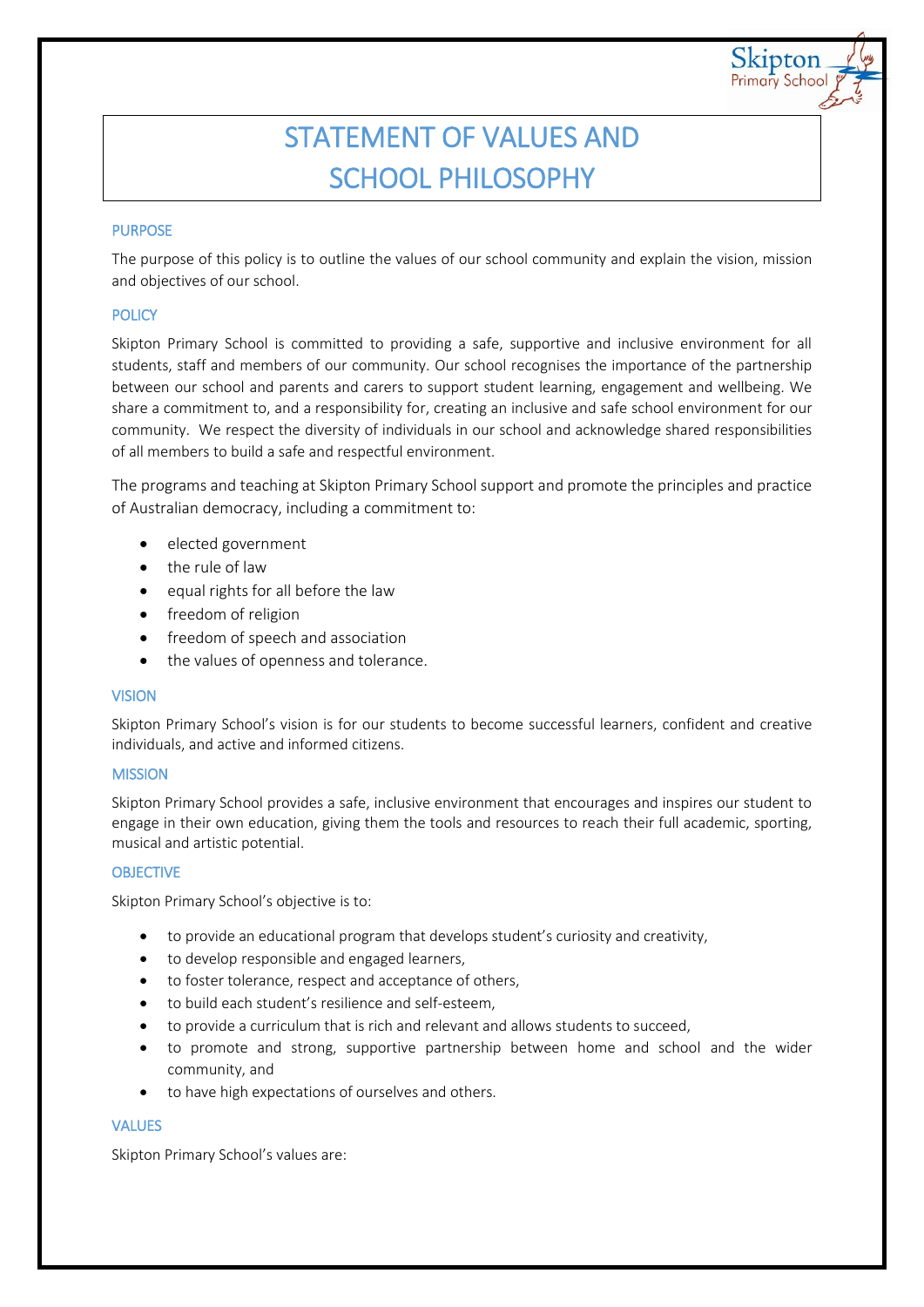# STATEMENT OF VALUES AND SCHOOL PHILOSOPHY

## PURPOSE

The purpose of this policy is to outline the values of our school community and explain the vision, mission and objectives of our school.

## POLICY

Skipton Primary School is committed to providing a safe, supportive and inclusive environment for all students, staff and members of our community. Our school recognises the importance of the partnership between our school and parents and carers to support student learning, engagement and wellbeing. We share a commitment to, and a responsibility for, creating an inclusive and safe school environment for our community. We respect the diversity of individuals in our school and acknowledge shared responsibilities of all members to build a safe and respectful environment.

The programs and teaching at Skipton Primary School support and promote the principles and practice of Australian democracy, including a commitment to:

- elected government
- the rule of law
- equal rights for all before the law
- freedom of religion
- freedom of speech and association
- the values of openness and tolerance.

## VISION

Skipton Primary School's vision is for our students to become successful learners, confident and creative individuals, and active and informed citizens.

## MISSION

Skipton Primary School provides a safe, inclusive environment that encourages and inspires our student to engage in their own education, giving them the tools and resources to reach their full academic, sporting, musical and artistic potential.

## OBJECTIVE

Skipton Primary School's objective is to:

- to provide an educational program that develops student's curiosity and creativity,
- to develop responsible and engaged learners,
- to foster tolerance, respect and acceptance of others,
- to build each student's resilience and self-esteem,
- to provide a curriculum that is rich and relevant and allows students to succeed,
- to promote and strong, supportive partnership between home and school and the wider community, and
- to have high expectations of ourselves and others.

## VALUES

Skipton Primary School's values are: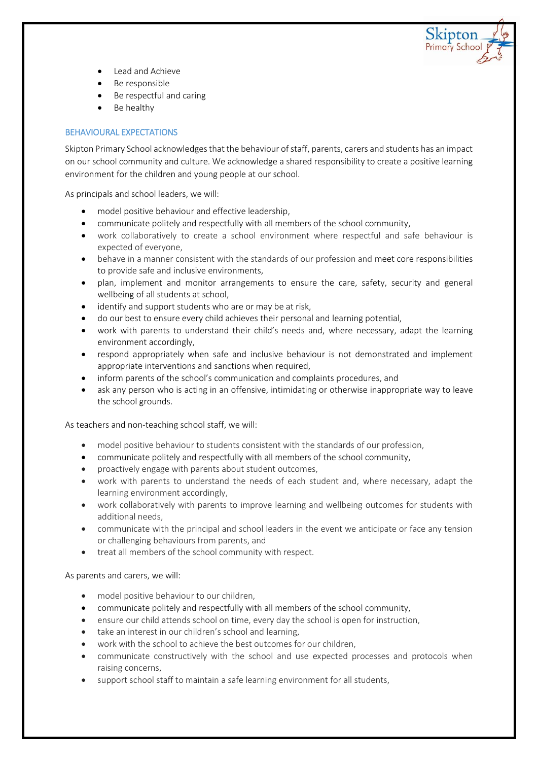- Lead and Achieve
- Be responsible
- Be respectful and caring
- Be healthy

## BEHAVIOURAL EXPECTATIONS

Skipton Primary School acknowledges that the behaviour of staff, parents, carers and students has an impact on our school community and culture. We acknowledge a shared responsibility to create a positive learning environment for the children and young people at our school.

As principals and school leaders, we will:

- model positive behaviour and effective leadership,
- communicate politely and respectfully with all members of the school community,
- work collaboratively to create a school environment where respectful and safe behaviour is expected of everyone,
- behave in a manner consistent with the standards of our profession and meet core responsibilities to provide safe and inclusive environments,
- plan, implement and monitor arrangements to ensure the care, safety, security and general wellbeing of all students at school,
- identify and support students who are or may be at risk,
- do our best to ensure every child achieves their personal and learning potential,
- work with parents to understand their child's needs and, where necessary, adapt the learning environment accordingly,
- respond appropriately when safe and inclusive behaviour is not demonstrated and implement appropriate interventions and sanctions when required,
- inform parents of the school's communication and complaints procedures, and
- ask any person who is acting in an offensive, intimidating or otherwise inappropriate way to leave the school grounds.

As teachers and non-teaching school staff, we will:

- model positive behaviour to students consistent with the standards of our profession,
- communicate politely and respectfully with all members of the school community,
- proactively engage with parents about student outcomes,
- work with parents to understand the needs of each student and, where necessary, adapt the learning environment accordingly,
- work collaboratively with parents to improve learning and wellbeing outcomes for students with additional needs,
- communicate with the principal and school leaders in the event we anticipate or face any tension or challenging behaviours from parents, and
- treat all members of the school community with respect.

As parents and carers, we will:

- model positive behaviour to our children,
- communicate politely and respectfully with all members of the school community,
- ensure our child attends school on time, every day the school is open for instruction,
- take an interest in our children's school and learning,
- work with the school to achieve the best outcomes for our children,
- communicate constructively with the school and use expected processes and protocols when raising concerns,
- support school staff to maintain a safe learning environment for all students,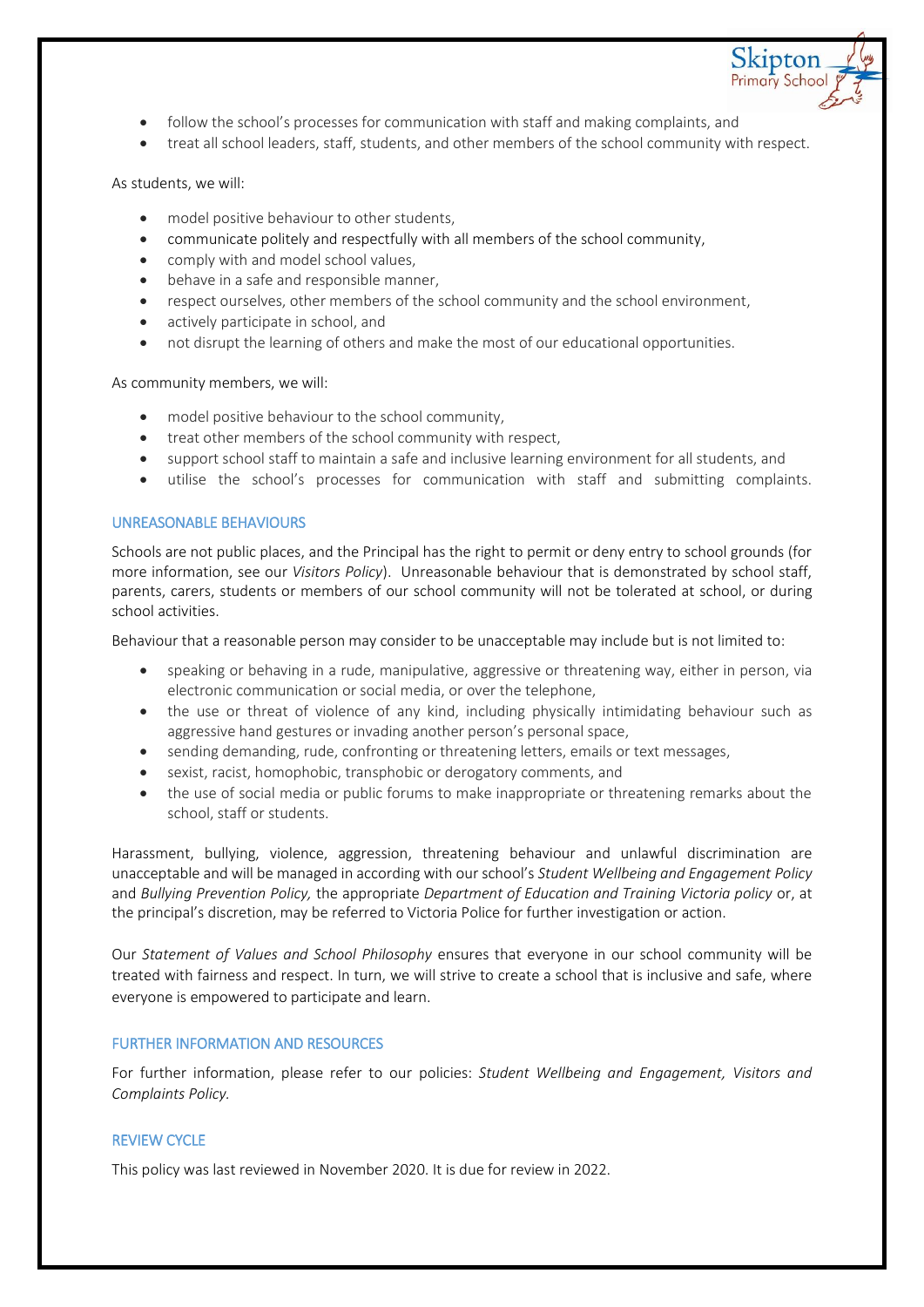- follow the school's processes for communication with staff and making complaints, and
- treat all school leaders, staff, students, and other members of the school community with respect.

As students, we will:

- model positive behaviour to other students,
- communicate politely and respectfully with all members of the school community,
- comply with and model school values,
- behave in a safe and responsible manner,
- respect ourselves, other members of the school community and the school environment,
- actively participate in school, and
- not disrupt the learning of others and make the most of our educational opportunities.

As community members, we will:

- model positive behaviour to the school community,
- treat other members of the school community with respect,
- support school staff to maintain a safe and inclusive learning environment for all students, and
- utilise the school's processes for communication with staff and submitting complaints.

## UNREASONABLE BEHAVIOURS

Schools are not public places, and the Principal has the right to permit or deny entry to school grounds (for more information, see our *Visitors Policy*). Unreasonable behaviour that is demonstrated by school staff, parents, carers, students or members of our school community will not be tolerated at school, or during school activities.

Behaviour that a reasonable person may consider to be unacceptable may include but is not limited to:

- speaking or behaving in a rude, manipulative, aggressive or threatening way, either in person, via electronic communication or social media, or over the telephone,
- the use or threat of violence of any kind, including physically intimidating behaviour such as aggressive hand gestures or invading another person's personal space,
- sending demanding, rude, confronting or threatening letters, emails or text messages,
- sexist, racist, homophobic, transphobic or derogatory comments, and
- the use of social media or public forums to make inappropriate or threatening remarks about the school, staff or students.

Harassment, bullying, violence, aggression, threatening behaviour and unlawful discrimination are unacceptable and will be managed in according with our school's *Student Wellbeing and Engagement Policy* and *Bullying Prevention Policy,* the appropriate *Department of Education and Training Victoria policy* or, at the principal's discretion, may be referred to Victoria Police for further investigation or action.

Our *Statement of Values and School Philosophy* ensures that everyone in our school community will be treated with fairness and respect. In turn, we will strive to create a school that is inclusive and safe, where everyone is empowered to participate and learn.

## FURTHER INFORMATION AND RESOURCES

For further information, please refer to our policies: *Student Wellbeing and Engagement, Visitors and Complaints Policy.*

## REVIEW CYCLE

This policy was last reviewed in November 2020. It is due for review in 2022.